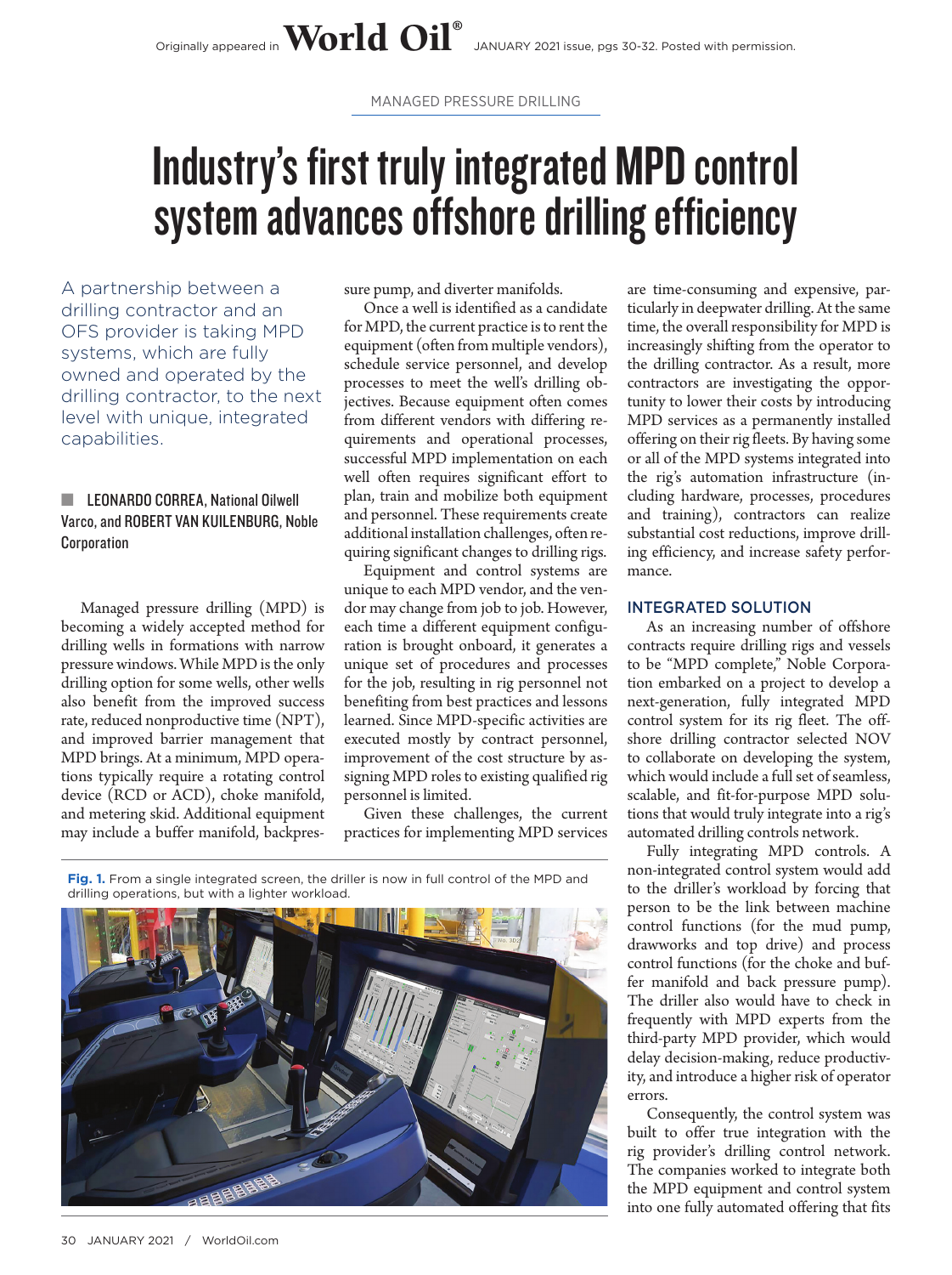Originally appeared in World Oil® JANUARY 2021 issue, pgs 30-32. Posted with permission.

MANAGED PRESSURE DRILLING

# Industry's first truly integrated MPD control system advances offshore drilling efficiency

A partnership between a drilling contractor and an OFS provider is taking MPD systems, which are fully owned and operated by the drilling contractor, to the next level with unique, integrated capabilities.

**LEONARDO CORREA**, National Oilwell Varco, and **ROBERT VAN KUILENBURG**, Noble Corporation

Managed pressure drilling (MPD) is becoming a widely accepted method for drilling wells in formations with narrow pressure windows. While MPD is the only drilling option for some wells, other wells also benefit from the improved success rate, reduced nonproductive time (NPT), and improved barrier management that MPD brings. At a minimum, MPD operations typically require a rotating control device (RCD or ACD), choke manifold, and metering skid. Additional equipment may include a buffer manifold, backpressure pump, and diverter manifolds.

Once a well is identified as a candidate for MPD, the current practice is to rent the equipment (often from multiple vendors), schedule service personnel, and develop processes to meet the well's drilling objectives. Because equipment often comes from different vendors with differing requirements and operational processes, successful MPD implementation on each well often requires significant effort to plan, train and mobilize both equipment and personnel. These requirements create additional installation challenges, often requiring significant changes to drilling rigs.

Equipment and control systems are unique to each MPD vendor, and the vendor may change from job to job. However, each time a different equipment configuration is brought onboard, it generates a unique set of procedures and processes for the job, resulting in rig personnel not benefiting from best practices and lessons learned. Since MPD-specific activities are executed mostly by contract personnel, improvement of the cost structure by assigning MPD roles to existing qualified rig personnel is limited.

Given these challenges, the current practices for implementing MPD services are time-consuming and expensive, particularly in deepwater drilling. At the same time, the overall responsibility for MPD is increasingly shifting from the operator to the drilling contractor. As a result, more contractors are investigating the opportunity to lower their costs by introducing MPD services as a permanently installed offering on their rig fleets. By having some or all of the MPD systems integrated into the rig's automation infrastructure (including hardware, processes, procedures and training), contractors can realize substantial cost reductions, improve drilling efficiency, and increase safety performance.

**Fig. 1.** From a single integrated screen, the driller is now in full control of the MPD and drilling operations, but with a lighter workload.

## INTEGRATED SOLUTION

As an increasing number of offshore contracts require drilling rigs and vessels to be "MPD complete," Noble Corporation embarked on a project to develop a next-generation, fully integrated MPD control system for its rig fleet. The offshore drilling contractor selected NOV to collaborate on developing the system, which would include a full set of seamless, scalable, and fit-for-purpose MPD solutions that would truly integrate into a rig's automated drilling controls network.

Fully integrating MPD controls. A non-integrated control system would add to the driller's workload by forcing that person to be the link between machine control functions (for the mud pump, drawworks and top drive) and process control functions (for the choke and buffer manifold and back pressure pump). The driller also would have to check in frequently with MPD experts from the third-party MPD provider, which would delay decision-making, reduce productivity, and introduce a higher risk of operator errors.

Consequently, the control system was built to offer true integration with the rig provider's drilling control network. The companies worked to integrate both the MPD equipment and control system into one fully automated offering that fits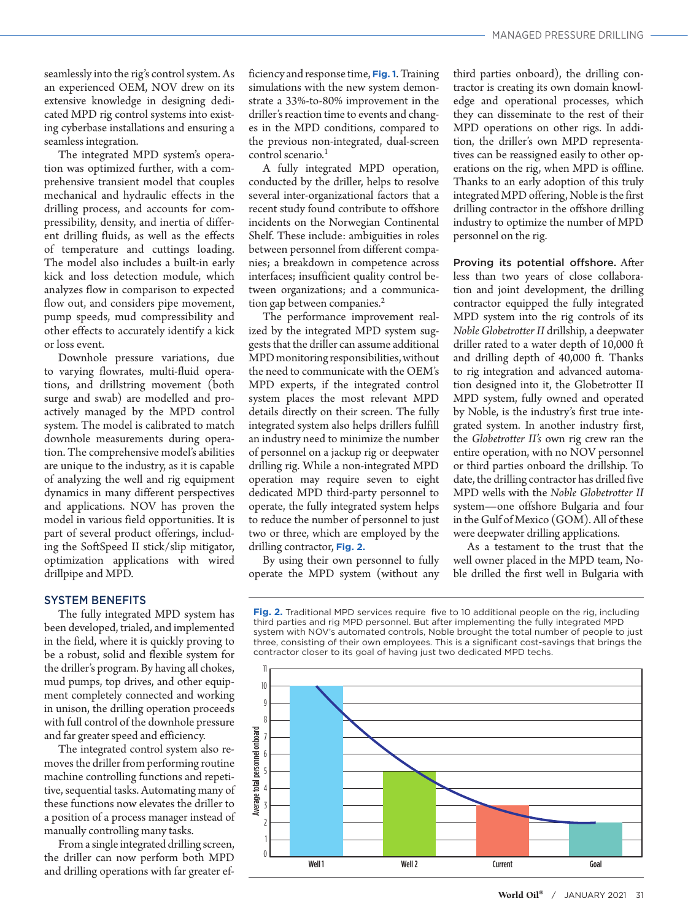seamlessly into the rig's control system. As an experienced OEM, NOV drew on its extensive knowledge in designing dedicated MPD rig control systems into existing cyberbase installations and ensuring a seamless integration.

The integrated MPD system's operation was optimized further, with a comprehensive transient model that couples mechanical and hydraulic effects in the drilling process, and accounts for compressibility, density, and inertia of different drilling fluids, as well as the effects of temperature and cuttings loading. The model also includes a built-in early kick and loss detection module, which analyzes flow in comparison to expected flow out, and considers pipe movement, pump speeds, mud compressibility and other effects to accurately identify a kick or loss event.

Downhole pressure variations, due to varying flowrates, multi-fluid operations, and drillstring movement (both surge and swab) are modelled and proactively managed by the MPD control system. The model is calibrated to match downhole measurements during operation. The comprehensive model's abilities are unique to the industry, as it is capable of analyzing the well and rig equipment dynamics in many different perspectives and applications. NOV has proven the model in various field opportunities. It is part of several product offerings, including the SoftSpeed II stick/slip mitigator, optimization applications with wired drillpipe and MPD.

## SYSTEM BENEFITS

The fully integrated MPD system has been developed, trialed, and implemented in the field, where it is quickly proving to be a robust, solid and flexible system for the driller's program. By having all chokes, mud pumps, top drives, and other equipment completely connected and working in unison, the drilling operation proceeds with full control of the downhole pressure and far greater speed and efficiency.

The integrated control system also removes the driller from performing routine machine controlling functions and repetitive, sequential tasks. Automating many of these functions now elevates the driller to a position of a process manager instead of manually controlling many tasks.

From a single integrated drilling screen, the driller can now perform both MPD and drilling operations with far greater efficiency and response time, **Fig. 1**. Training simulations with the new system demonstrate a 33%-to-80% improvement in the driller's reaction time to events and changes in the MPD conditions, compared to the previous non-integrated, dual-screen control scenario.[1]

A fully integrated MPD operation, conducted by the driller, helps to resolve several inter-organizational factors that a recent study found contribute to offshore incidents on the Norwegian Continental Shelf. These include: ambiguities in roles between personnel from different companies; a breakdown in competence across interfaces; insufficient quality control between organizations; and a communication gap between companies.[2]

The performance improvement realized by the integrated MPD system suggests that the driller can assume additional MPD monitoring responsibilities, without the need to communicate with the OEM's MPD experts, if the integrated control system places the most relevant MPD details directly on their screen. The fully integrated system also helps drillers fulfill an industry need to minimize the number of personnel on a jackup rig or deepwater drilling rig. While a non-integrated MPD operation may require seven to eight dedicated MPD third-party personnel to operate, the fully integrated system helps to reduce the number of personnel to just two or three, which are employed by the drilling contractor, **Fig. 2.**

By using their own personnel to fully operate the MPD system (without any third parties onboard), the drilling contractor is creating its own domain knowledge and operational processes, which they can disseminate to the rest of their MPD operations on other rigs. In addition, the driller's own MPD representatives can be reassigned easily to other operations on the rig, when MPD is offline. Thanks to an early adoption of this truly integrated MPD offering, Noble is the first drilling contractor in the offshore drilling industry to optimize the number of MPD personnel on the rig.

**Proving its potential offshore.** After less than two years of close collaboration and joint development, the drilling contractor equipped the fully integrated MPD system into the rig controls of its *Noble Globetrotter II* drillship, a deepwater driller rated to a water depth of 10,000 ft and drilling depth of 40,000 ft. Thanks to rig integration and advanced automation designed into it, the Globetrotter II MPD system, fully owned and operated by Noble, is the industry's first true integrated system. In another industry first, the *Globetrotter II's* own rig crew ran the entire operation, with no NOV personnel or third parties onboard the drillship. To date, the drilling contractor has drilled five MPD wells with the *Noble Globetrotter II* system—one offshore Bulgaria and four in the Gulf of Mexico (GOM). All of these were deepwater drilling applications.

As a testament to the trust that the well owner placed in the MPD team, Noble drilled the first well in Bulgaria with

**Fig. 2.** Traditional MPD services require five to 10 additional people on the rig, including third parties and rig MPD personnel. But after implementing the fully integrated MPD system with NOV's automated controls, Noble brought the total number of people to just three, consisting of their own employees. This is a significant cost-savings that brings the contractor closer to its goal of having just two dedicated MPD techs.

| | Average total personnel onboard |
|---|---|
| Well 1 | 10 |
| Well 2 | 5 |
| Current | 3 |
| Goal | 2 |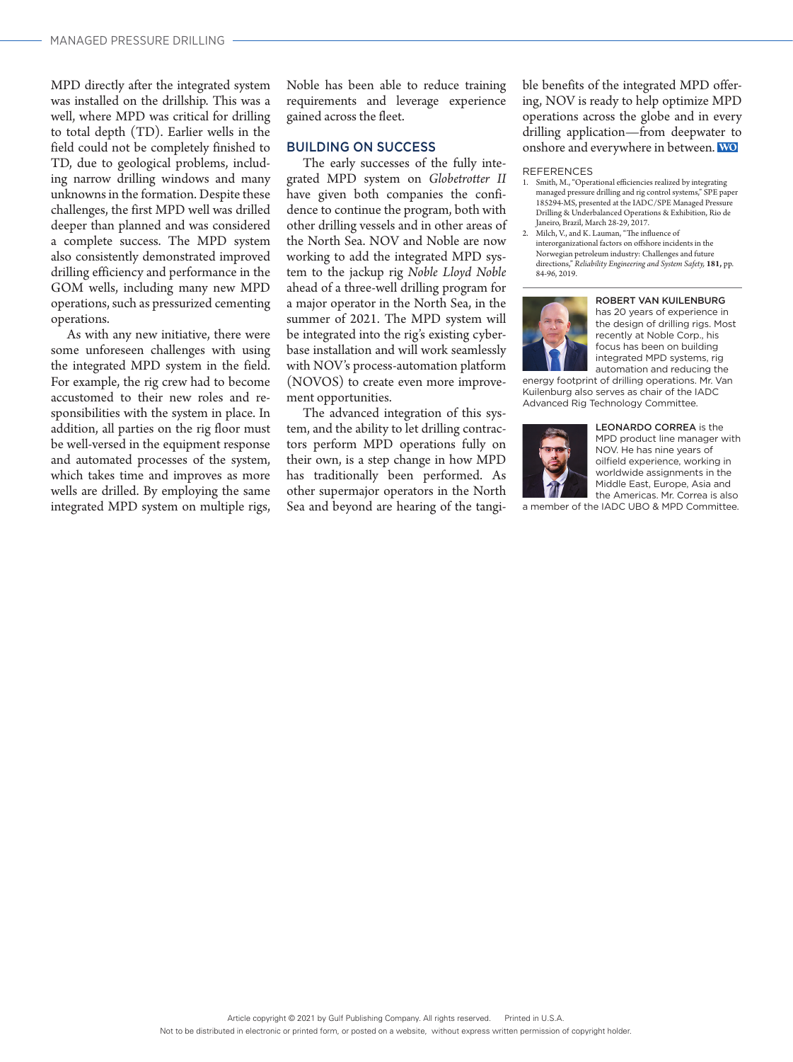MPD directly after the integrated system was installed on the drillship. This was a well, where MPD was critical for drilling to total depth (TD). Earlier wells in the field could not be completely finished to TD, due to geological problems, including narrow drilling windows and many unknowns in the formation. Despite these challenges, the first MPD well was drilled deeper than planned and was considered a complete success. The MPD system also consistently demonstrated improved drilling efficiency and performance in the GOM wells, including many new MPD operations, such as pressurized cementing operations.

As with any new initiative, there were some unforeseen challenges with using the integrated MPD system in the field. For example, the rig crew had to become accustomed to their new roles and responsibilities with the system in place. In addition, all parties on the rig floor must be well-versed in the equipment response and automated processes of the system, which takes time and improves as more wells are drilled. By employing the same integrated MPD system on multiple rigs, Noble has been able to reduce training requirements and leverage experience gained across the fleet.

## BUILDING ON SUCCESS

The early successes of the fully integrated MPD system on *Globetrotter II* have given both companies the confidence to continue the program, both with other drilling vessels and in other areas of the North Sea. NOV and Noble are now working to add the integrated MPD system to the jackup rig *Noble Lloyd Noble* ahead of a three-well drilling program for a major operator in the North Sea, in the summer of 2021. The MPD system will be integrated into the rig's existing cyberbase installation and will work seamlessly with NOV's process-automation platform (NOVOS) to create even more improvement opportunities.

The advanced integration of this system, and the ability to let drilling contractors perform MPD operations fully on their own, is a step change in how MPD has traditionally been performed. As other supermajor operators in the North Sea and beyond are hearing of the tangible benefits of the integrated MPD offering, NOV is ready to help optimize MPD operations across the globe and in every drilling application—from deepwater to onshore and everywhere in between. **WO**

## REFERENCES

1. Smith, M., "Operational efficiencies realized by integrating managed pressure drilling and rig control systems," SPE paper 185294-MS, presented at the IADC/SPE Managed Pressure Drilling & Underbalanced Operations & Exhibition, Rio de Janeiro, Brazil, March 28-29, 2017.
2. Milch, V., and K. Lauman, "The influence of interorganizational factors on offshore incidents in the Norwegian petroleum industry: Challenges and future directions," *Reliability Engineering and System Safety,* **181,** pp. 84-96, 2019.

**ROBERT VAN KUILENBURG** has 20 years of experience in the design of drilling rigs. Most recently at Noble Corp., his focus has been on building integrated MPD systems, rig automation and reducing the energy footprint of drilling operations. Mr. Van Kuilenburg also serves as chair of the IADC Advanced Rig Technology Committee.

**LEONARDO CORREA** is the MPD product line manager with NOV. He has nine years of oilfield experience, working in worldwide assignments in the Middle East, Europe, Asia and the Americas. Mr. Correa is also a member of the IADC UBO & MPD Committee.

Article copyright © 2021 by Gulf Publishing Company. All rights reserved. Printed in U.S.A.
Not to be distributed in electronic or printed form, or posted on a website, without express written permission of copyright holder.